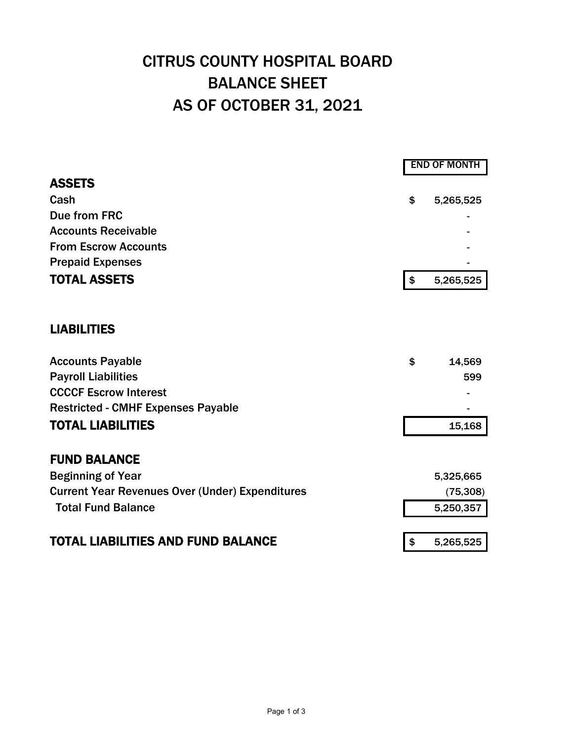# CITRUS COUNTY HOSPITAL BOARD
# BALANCE SHEET
# AS OF OCTOBER 31, 2021

| | END OF MONTH |
|---|---|
| **ASSETS** | |
| Cash | $ 5,265,525 |
| Due from FRC | - |
| Accounts Receivable | - |
| From Escrow Accounts | - |
| Prepaid Expenses | - |
| **TOTAL ASSETS** | $ 5,265,525 |
| | |
| **LIABILITIES** | |
| Accounts Payable | $ 14,569 |
| Payroll Liabilities | 599 |
| CCCCF Escrow Interest | - |
| Restricted - CMHF Expenses Payable | - |
| **TOTAL LIABILITIES** | 15,168 |
| | |
| **FUND BALANCE** | |
| Beginning of Year | 5,325,665 |
| Current Year Revenues Over (Under) Expenditures | (75,308) |
| Total Fund Balance | 5,250,357 |
| | |
| **TOTAL LIABILITIES AND FUND BALANCE** | $ 5,265,525 |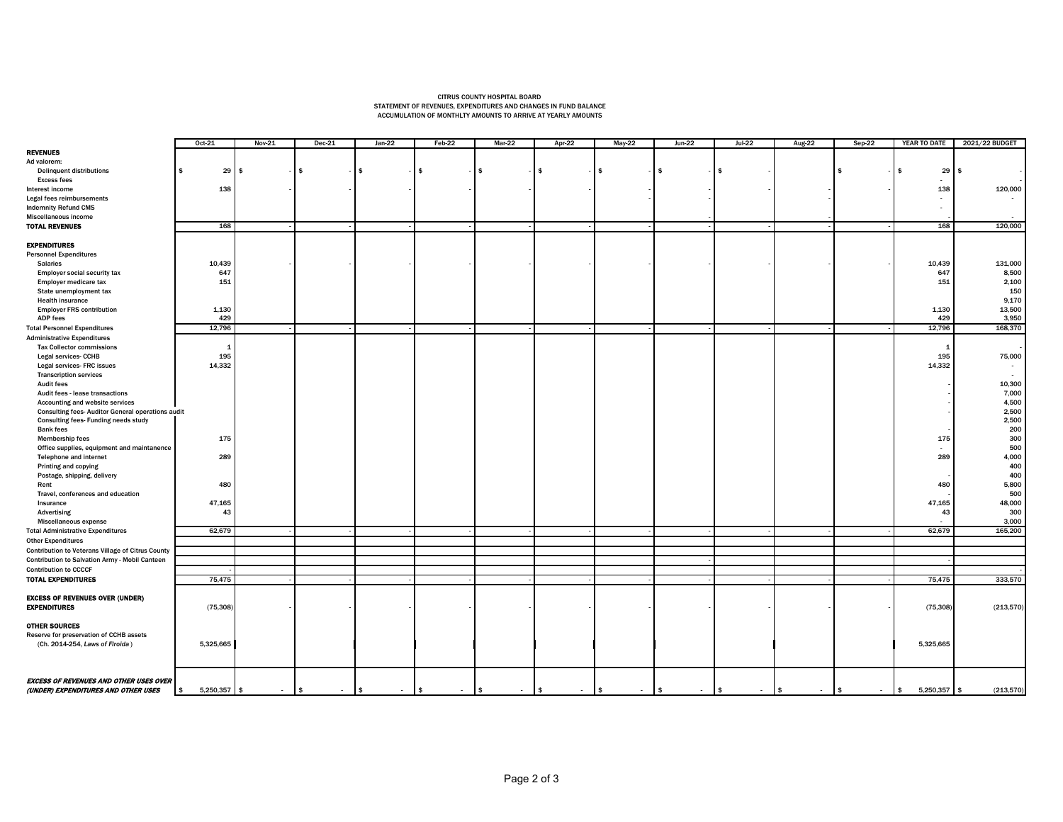CITRUS COUNTY HOSPITAL BOARD
STATEMENT OF REVENUES, EXPENDITURES AND CHANGES IN FUND BALANCE
ACCUMULATION OF MONTHLTY AMOUNTS TO ARRIVE AT YEARLY AMOUNTS

| | Oct-21 | Nov-21 | Dec-21 | Jan-22 | Feb-22 | Mar-22 | Apr-22 | May-22 | Jun-22 | Jul-22 | Aug-22 | Sep-22 | YEAR TO DATE | 2021/22 BUDGET |
|---|---|---|---|---|---|---|---|---|---|---|---|---|---|---|
| **REVENUES** | | | | | | | | | | | | | | |
| Ad valorem: | | | | | | | | | | | | | | |
| Delinquent distributions | $ 29 | $ - | $ - | $ - | $ - | $ - | $ - | $ - | $ - | $ - | | $ - | $ 29 | $ - |
| Excess fees | | | | | | | | | | | | | - | - |
| Interest income | 138 | - | - | - | - | - | - | - | - | - | - | - | 138 | 120,000 |
| Legal fees reimbursements | | | | | | | | - | - | - | - | - | - | - |
| Indemnity Refund CMS | | | | | | | | | | | | | - | |
| Miscellaneous income | | | | | | | | | - | | - | | - | - |
| **TOTAL REVENUES** | 168 | - | - | - | - | - | - | - | - | - | - | - | 168 | 120,000 |
| **EXPENDITURES** | | | | | | | | | | | | | | |
| Personnel Expenditures | | | | | | | | | | | | | | |
| Salaries | 10,439 | - | - | - | - | - | - | - | - | - | - | - | 10,439 | 131,000 |
| Employer social security tax | 647 | | | | | | | | | | | | 647 | 8,500 |
| Employer medicare tax | 151 | | | | | | | | | | | | 151 | 2,100 |
| State unemployment tax | | | | | | | | | | | | | | 150 |
| Health insurance | | | | | | | | | | | | | | 9,170 |
| Employer FRS contribution | 1,130 | | | | | | | | | | | | 1,130 | 13,500 |
| ADP fees | 429 | | | | | | | | | | | | 429 | 3,950 |
| Total Personnel Expenditures | 12,796 | - | - | - | - | - | - | - | - | - | - | - | 12,796 | 168,370 |
| Administrative Expenditures | | | | | | | | | | | | | | |
| Tax Collector commissions | 1 | | | | | | | | | | | | 1 | - |
| Legal services- CCHB | 195 | | | | | | | | | | | | 195 | 75,000 |
| Legal services- FRC issues | 14,332 | | | | | | | | | | | | 14,332 | - |
| Transcription services | | | | | | | | | | | | | | - |
| Audit fees | | | | | | | | | | | | | - | 10,300 |
| Audit fees - lease transactions | | | | | | | | | | | | | - | 7,000 |
| Accounting and website services | | | | | | | | | | | | | - | 4,500 |
| Consulting fees- Auditor General operations audit | | | | | | | | | | | | | - | 2,500 |
| Consulting fees- Funding needs study | | | | | | | | | | | | | - | 2,500 |
| Bank fees | | | | | | | | | | | | | - | 200 |
| Membership fees | 175 | | | | | | | | | | | | 175 | 300 |
| Office supplies, equipment and maintanence | | | | | | | | | | | | | - | 500 |
| Telephone and internet | 289 | | | | | | | | | | | | 289 | 4,000 |
| Printing and copying | | | | | | | | | | | | | | 400 |
| Postage, shipping, delivery | | | | | | | | | | | | | - | 400 |
| Rent | 480 | | | | | | | | | | | | 480 | 5,800 |
| Travel, conferences and education | | | | | | | | | | | | | - | 500 |
| Insurance | 47,165 | | | | | | | | | | | | 47,165 | 48,000 |
| Advertising | 43 | | | | | | | | | | | | 43 | 300 |
| Miscellaneous expense | | | | | | | | | | | | | - | 3,000 |
| Total Administrative Expenditures | 62,679 | - | - | - | - | - | - | - | - | - | - | - | 62,679 | 165,200 |
| Other Expenditures | | | | | | | | | | | | | | |
| Contribution to Veterans Village of Citrus County | | | | | | | | | | | | | | |
| Contribution to Salvation Army - Mobil Canteen | | | | | | | | | - | | | | - | |
| Contribution to CCCCF | - | | | | | | | | | | | | | - |
| **TOTAL EXPENDITURES** | 75,475 | - | - | - | - | - | - | - | - | - | - | - | 75,475 | 333,570 |
| **EXCESS OF REVENUES OVER (UNDER) EXPENDITURES** | (75,308) | - | - | - | - | - | - | - | - | - | - | - | (75,308) | (213,570) |
| **OTHER SOURCES** | | | | | | | | | | | | | | |
| Reserve for preservation of CCHB assets (Ch. 2014-254, *Laws of Flroida*) | 5,325,665 | | | | | | | | | | | | 5,325,665 | |
| ***EXCESS OF REVENUES AND OTHER USES OVER (UNDER) EXPENDITURES AND OTHER USES*** | $ 5,250,357 | $ - | $ - | $ - | $ - | $ - | $ - | $ - | $ - | $ - | $ - | $ - | $ 5,250,357 | $ (213,570) |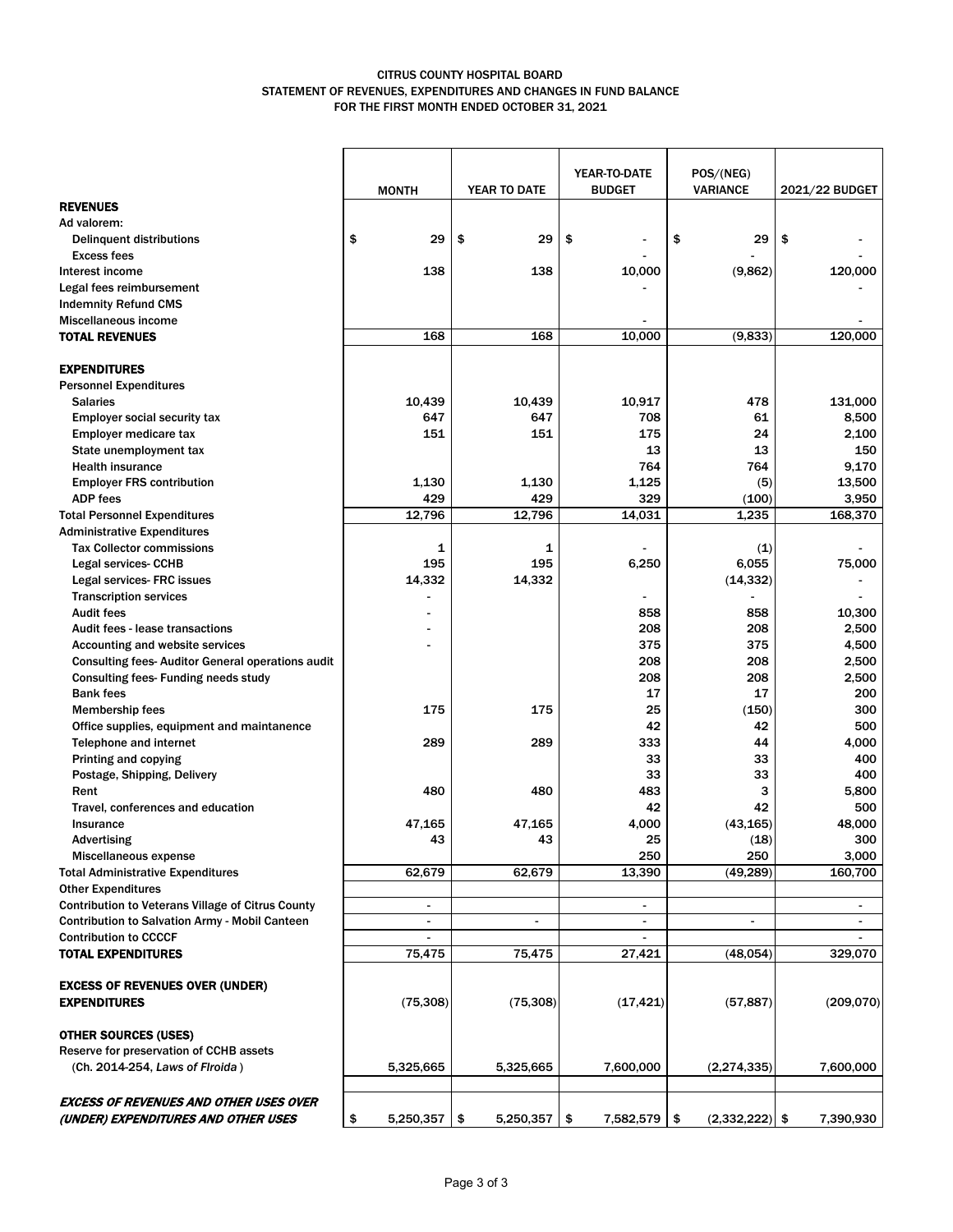CITRUS COUNTY HOSPITAL BOARD
STATEMENT OF REVENUES, EXPENDITURES AND CHANGES IN FUND BALANCE
FOR THE FIRST MONTH ENDED OCTOBER 31, 2021

| | MONTH | YEAR TO DATE | YEAR-TO-DATE BUDGET | POS/(NEG) VARIANCE | 2021/22 BUDGET |
|---|---|---|---|---|---|
| **REVENUES** | | | | | |
| Ad valorem: | | | | | |
| Delinquent distributions | $ 29 | $ 29 | $ - | $ 29 | $ - |
| Excess fees | | | - | - | - |
| Interest income | 138 | 138 | 10,000 | (9,862) | 120,000 |
| Legal fees reimbursement | | | - | | - |
| Indemnity Refund CMS | | | | | |
| Miscellaneous income | | | - | | - |
| **TOTAL REVENUES** | 168 | 168 | 10,000 | (9,833) | 120,000 |
| **EXPENDITURES** | | | | | |
| Personnel Expenditures | | | | | |
| Salaries | 10,439 | 10,439 | 10,917 | 478 | 131,000 |
| Employer social security tax | 647 | 647 | 708 | 61 | 8,500 |
| Employer medicare tax | 151 | 151 | 175 | 24 | 2,100 |
| State unemployment tax | | | 13 | 13 | 150 |
| Health insurance | | | 764 | 764 | 9,170 |
| Employer FRS contribution | 1,130 | 1,130 | 1,125 | (5) | 13,500 |
| ADP fees | 429 | 429 | 329 | (100) | 3,950 |
| Total Personnel Expenditures | 12,796 | 12,796 | 14,031 | 1,235 | 168,370 |
| Administrative Expenditures | | | | | |
| Tax Collector commissions | 1 | 1 | - | (1) | - |
| Legal services- CCHB | 195 | 195 | 6,250 | 6,055 | 75,000 |
| Legal services- FRC issues | 14,332 | 14,332 | | (14,332) | - |
| Transcription services | - | | - | - | - |
| Audit fees | - | | 858 | 858 | 10,300 |
| Audit fees - lease transactions | - | | 208 | 208 | 2,500 |
| Accounting and website services | - | | 375 | 375 | 4,500 |
| Consulting fees- Auditor General operations audit | | | 208 | 208 | 2,500 |
| Consulting fees- Funding needs study | | | 208 | 208 | 2,500 |
| Bank fees | | | 17 | 17 | 200 |
| Membership fees | 175 | 175 | 25 | (150) | 300 |
| Office supplies, equipment and maintanence | | | 42 | 42 | 500 |
| Telephone and internet | 289 | 289 | 333 | 44 | 4,000 |
| Printing and copying | | | 33 | 33 | 400 |
| Postage, Shipping, Delivery | | | 33 | 33 | 400 |
| Rent | 480 | 480 | 483 | 3 | 5,800 |
| Travel, conferences and education | | | 42 | 42 | 500 |
| Insurance | 47,165 | 47,165 | 4,000 | (43,165) | 48,000 |
| Advertising | 43 | 43 | 25 | (18) | 300 |
| Miscellaneous expense | | | 250 | 250 | 3,000 |
| Total Administrative Expenditures | 62,679 | 62,679 | 13,390 | (49,289) | 160,700 |
| Other Expenditures | | | | | |
| Contribution to Veterans Village of Citrus County | - | | - | | - |
| Contribution to Salvation Army - Mobil Canteen | - | - | - | - | - |
| Contribution to CCCCF | - | | - | | - |
| **TOTAL EXPENDITURES** | 75,475 | 75,475 | 27,421 | (48,054) | 329,070 |
| **EXCESS OF REVENUES OVER (UNDER) EXPENDITURES** | (75,308) | (75,308) | (17,421) | (57,887) | (209,070) |
| **OTHER SOURCES (USES)** | | | | | |
| Reserve for preservation of CCHB assets (Ch. 2014-254, *Laws of Flroida*) | 5,325,665 | 5,325,665 | 7,600,000 | (2,274,335) | 7,600,000 |
| ***EXCESS OF REVENUES AND OTHER USES OVER (UNDER) EXPENDITURES AND OTHER USES*** | $ 5,250,357 | $ 5,250,357 | $ 7,582,579 | $ (2,332,222) | $ 7,390,930 |